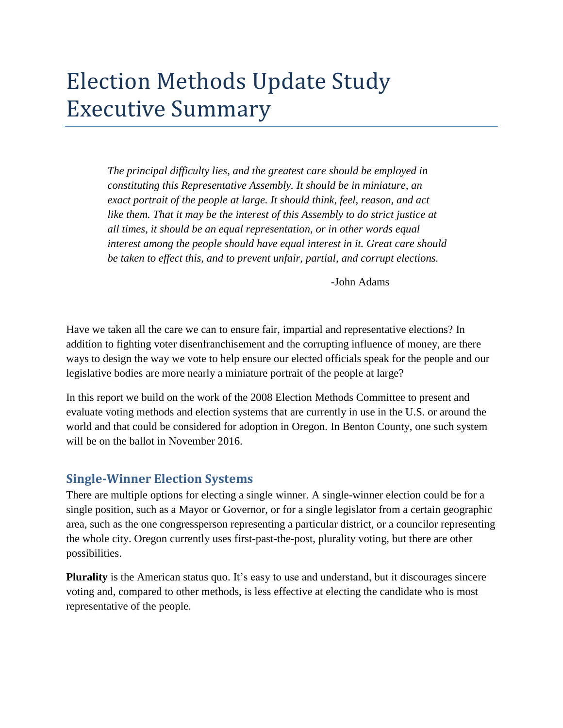# Election Methods Update Study Executive Summary

> *The principal difficulty lies, and the greatest care should be employed in constituting this Representative Assembly. It should be in miniature, an exact portrait of the people at large. It should think, feel, reason, and act like them. That it may be the interest of this Assembly to do strict justice at all times, it should be an equal representation, or in other words equal interest among the people should have equal interest in it. Great care should be taken to effect this, and to prevent unfair, partial, and corrupt elections.*
>
> -John Adams

Have we taken all the care we can to ensure fair, impartial and representative elections? In addition to fighting voter disenfranchisement and the corrupting influence of money, are there ways to design the way we vote to help ensure our elected officials speak for the people and our legislative bodies are more nearly a miniature portrait of the people at large?

In this report we build on the work of the 2008 Election Methods Committee to present and evaluate voting methods and election systems that are currently in use in the U.S. or around the world and that could be considered for adoption in Oregon. In Benton County, one such system will be on the ballot in November 2016.

## Single-Winner Election Systems

There are multiple options for electing a single winner. A single-winner election could be for a single position, such as a Mayor or Governor, or for a single legislator from a certain geographic area, such as the one congressperson representing a particular district, or a councilor representing the whole city. Oregon currently uses first-past-the-post, plurality voting, but there are other possibilities.

**Plurality** is the American status quo. It's easy to use and understand, but it discourages sincere voting and, compared to other methods, is less effective at electing the candidate who is most representative of the people.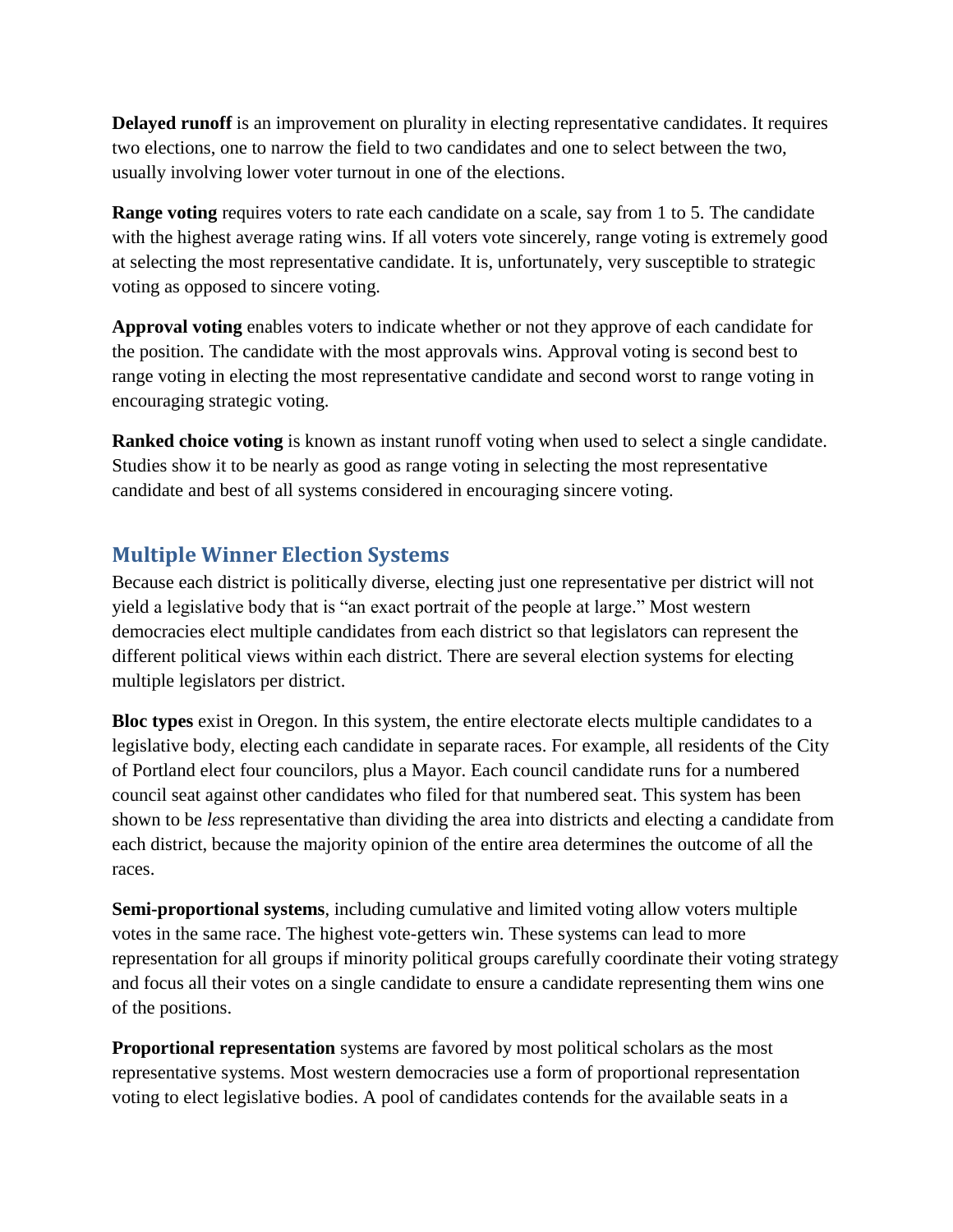**Delayed runoff** is an improvement on plurality in electing representative candidates. It requires two elections, one to narrow the field to two candidates and one to select between the two, usually involving lower voter turnout in one of the elections.

**Range voting** requires voters to rate each candidate on a scale, say from 1 to 5. The candidate with the highest average rating wins. If all voters vote sincerely, range voting is extremely good at selecting the most representative candidate. It is, unfortunately, very susceptible to strategic voting as opposed to sincere voting.

**Approval voting** enables voters to indicate whether or not they approve of each candidate for the position. The candidate with the most approvals wins. Approval voting is second best to range voting in electing the most representative candidate and second worst to range voting in encouraging strategic voting.

**Ranked choice voting** is known as instant runoff voting when used to select a single candidate. Studies show it to be nearly as good as range voting in selecting the most representative candidate and best of all systems considered in encouraging sincere voting.

## Multiple Winner Election Systems

Because each district is politically diverse, electing just one representative per district will not yield a legislative body that is "an exact portrait of the people at large." Most western democracies elect multiple candidates from each district so that legislators can represent the different political views within each district. There are several election systems for electing multiple legislators per district.

**Bloc types** exist in Oregon. In this system, the entire electorate elects multiple candidates to a legislative body, electing each candidate in separate races. For example, all residents of the City of Portland elect four councilors, plus a Mayor. Each council candidate runs for a numbered council seat against other candidates who filed for that numbered seat. This system has been shown to be *less* representative than dividing the area into districts and electing a candidate from each district, because the majority opinion of the entire area determines the outcome of all the races.

**Semi-proportional systems**, including cumulative and limited voting allow voters multiple votes in the same race. The highest vote-getters win. These systems can lead to more representation for all groups if minority political groups carefully coordinate their voting strategy and focus all their votes on a single candidate to ensure a candidate representing them wins one of the positions.

**Proportional representation** systems are favored by most political scholars as the most representative systems. Most western democracies use a form of proportional representation voting to elect legislative bodies. A pool of candidates contends for the available seats in a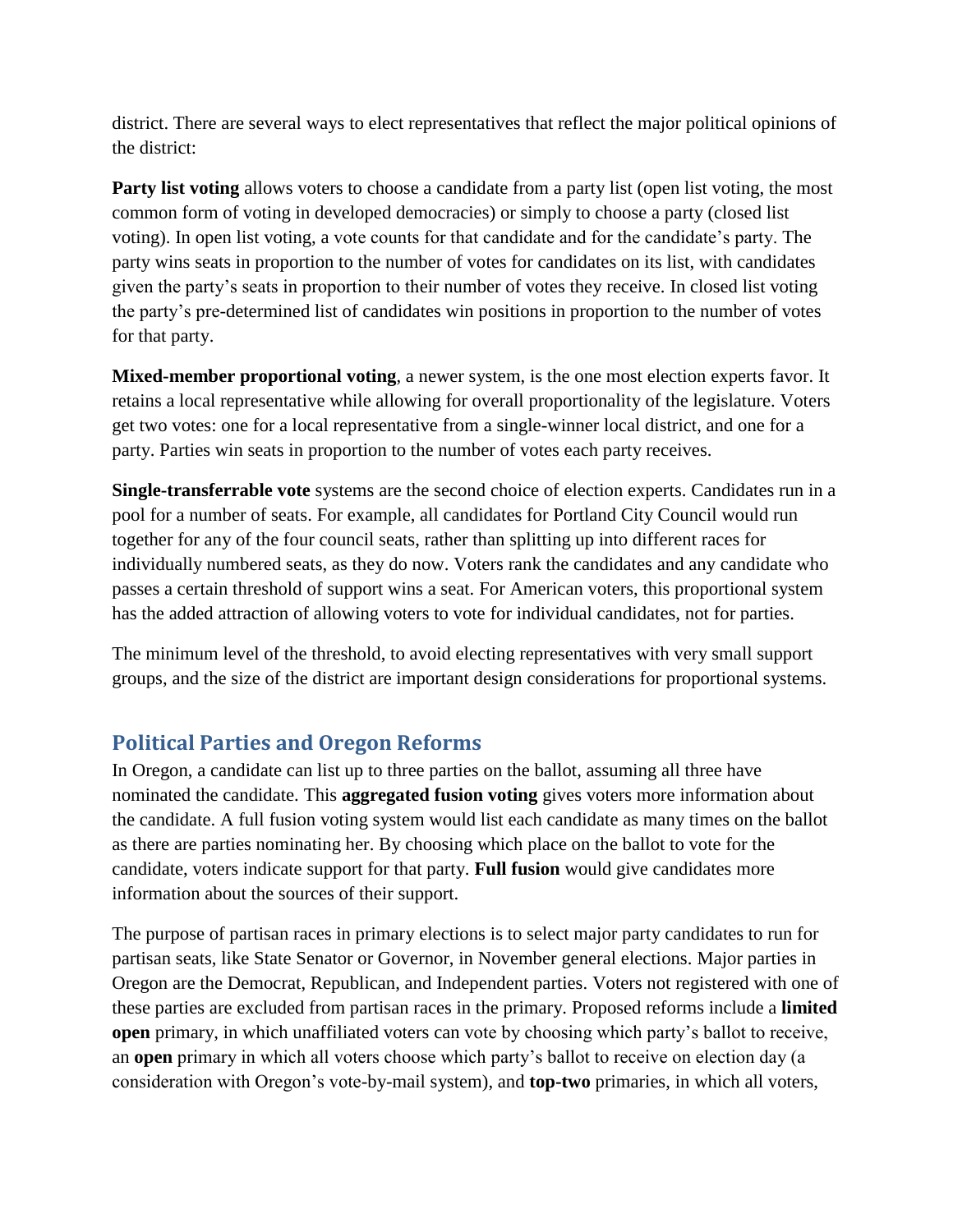district. There are several ways to elect representatives that reflect the major political opinions of the district:

**Party list voting** allows voters to choose a candidate from a party list (open list voting, the most common form of voting in developed democracies) or simply to choose a party (closed list voting). In open list voting, a vote counts for that candidate and for the candidate's party. The party wins seats in proportion to the number of votes for candidates on its list, with candidates given the party's seats in proportion to their number of votes they receive. In closed list voting the party's pre-determined list of candidates win positions in proportion to the number of votes for that party.

**Mixed-member proportional voting**, a newer system, is the one most election experts favor. It retains a local representative while allowing for overall proportionality of the legislature. Voters get two votes: one for a local representative from a single-winner local district, and one for a party. Parties win seats in proportion to the number of votes each party receives.

**Single-transferrable vote** systems are the second choice of election experts. Candidates run in a pool for a number of seats. For example, all candidates for Portland City Council would run together for any of the four council seats, rather than splitting up into different races for individually numbered seats, as they do now. Voters rank the candidates and any candidate who passes a certain threshold of support wins a seat. For American voters, this proportional system has the added attraction of allowing voters to vote for individual candidates, not for parties.

The minimum level of the threshold, to avoid electing representatives with very small support groups, and the size of the district are important design considerations for proportional systems.

## Political Parties and Oregon Reforms

In Oregon, a candidate can list up to three parties on the ballot, assuming all three have nominated the candidate. This **aggregated fusion voting** gives voters more information about the candidate. A full fusion voting system would list each candidate as many times on the ballot as there are parties nominating her. By choosing which place on the ballot to vote for the candidate, voters indicate support for that party. **Full fusion** would give candidates more information about the sources of their support.

The purpose of partisan races in primary elections is to select major party candidates to run for partisan seats, like State Senator or Governor, in November general elections. Major parties in Oregon are the Democrat, Republican, and Independent parties. Voters not registered with one of these parties are excluded from partisan races in the primary. Proposed reforms include a **limited open** primary, in which unaffiliated voters can vote by choosing which party's ballot to receive, an **open** primary in which all voters choose which party's ballot to receive on election day (a consideration with Oregon's vote-by-mail system), and **top-two** primaries, in which all voters,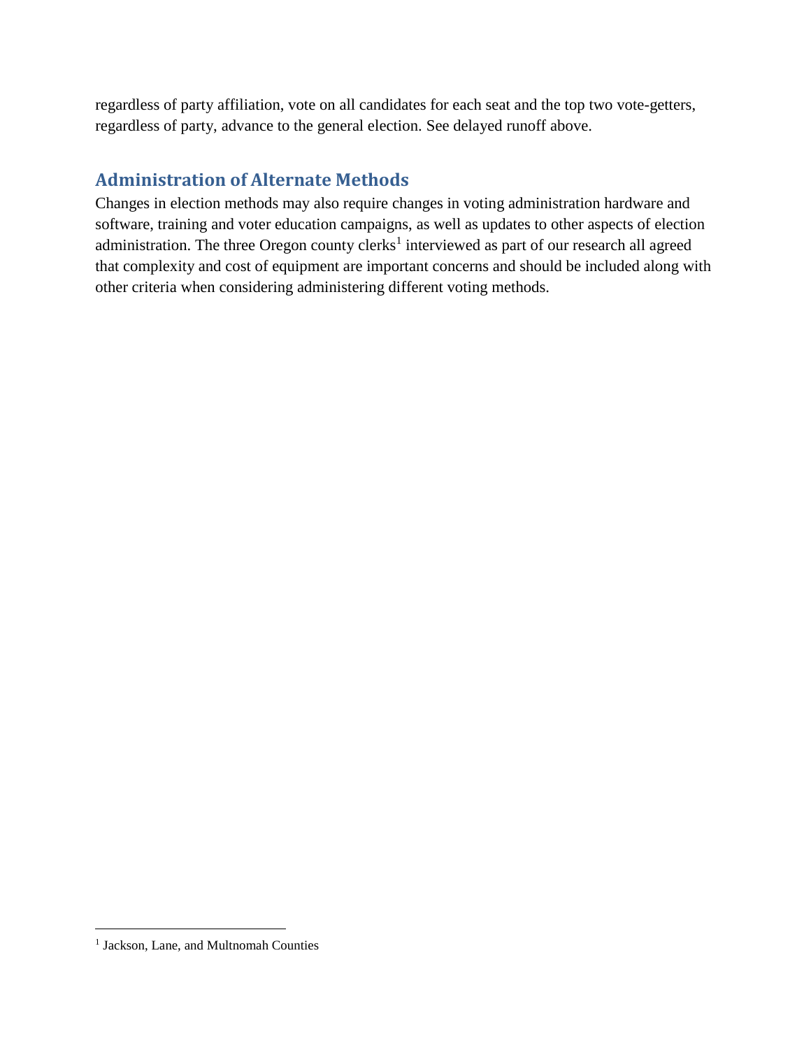regardless of party affiliation, vote on all candidates for each seat and the top two vote-getters, regardless of party, advance to the general election. See delayed runoff above.

## Administration of Alternate Methods

Changes in election methods may also require changes in voting administration hardware and software, training and voter education campaigns, as well as updates to other aspects of election administration. The three Oregon county clerks[1] interviewed as part of our research all agreed that complexity and cost of equipment are important concerns and should be included along with other criteria when considering administering different voting methods.

[1] Jackson, Lane, and Multnomah Counties